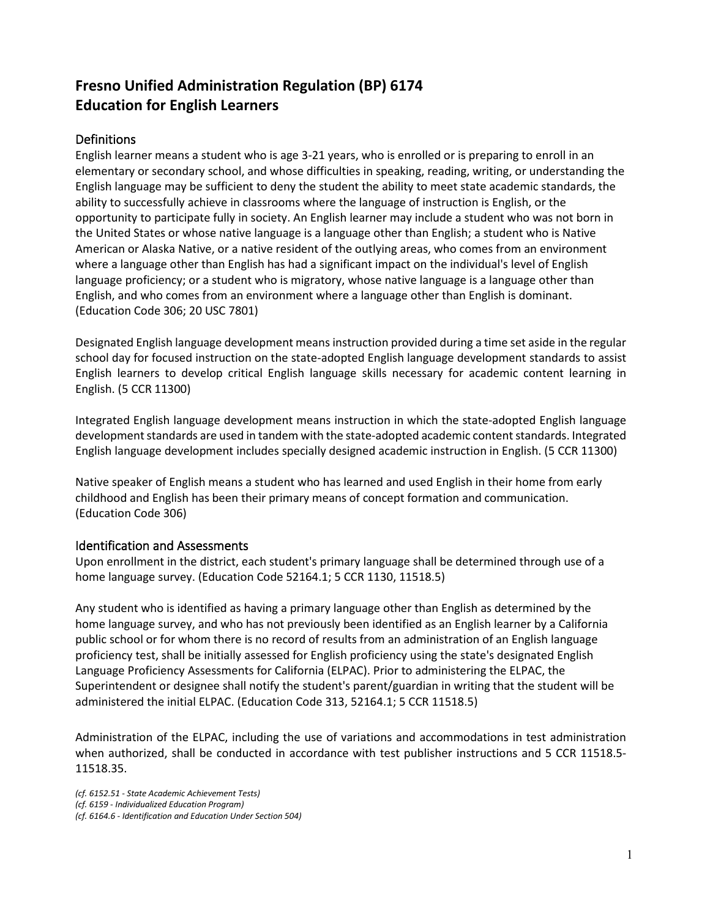# Fresno Unified Administration Regulation (BP) 6174
# Education for English Learners

## Definitions

English learner means a student who is age 3-21 years, who is enrolled or is preparing to enroll in an elementary or secondary school, and whose difficulties in speaking, reading, writing, or understanding the English language may be sufficient to deny the student the ability to meet state academic standards, the ability to successfully achieve in classrooms where the language of instruction is English, or the opportunity to participate fully in society. An English learner may include a student who was not born in the United States or whose native language is a language other than English; a student who is Native American or Alaska Native, or a native resident of the outlying areas, who comes from an environment where a language other than English has had a significant impact on the individual's level of English language proficiency; or a student who is migratory, whose native language is a language other than English, and who comes from an environment where a language other than English is dominant. (Education Code 306; 20 USC 7801)

Designated English language development means instruction provided during a time set aside in the regular school day for focused instruction on the state-adopted English language development standards to assist English learners to develop critical English language skills necessary for academic content learning in English. (5 CCR 11300)

Integrated English language development means instruction in which the state-adopted English language development standards are used in tandem with the state-adopted academic content standards. Integrated English language development includes specially designed academic instruction in English. (5 CCR 11300)

Native speaker of English means a student who has learned and used English in their home from early childhood and English has been their primary means of concept formation and communication. (Education Code 306)

## Identification and Assessments

Upon enrollment in the district, each student's primary language shall be determined through use of a home language survey. (Education Code 52164.1; 5 CCR 1130, 11518.5)

Any student who is identified as having a primary language other than English as determined by the home language survey, and who has not previously been identified as an English learner by a California public school or for whom there is no record of results from an administration of an English language proficiency test, shall be initially assessed for English proficiency using the state's designated English Language Proficiency Assessments for California (ELPAC). Prior to administering the ELPAC, the Superintendent or designee shall notify the student's parent/guardian in writing that the student will be administered the initial ELPAC. (Education Code 313, 52164.1; 5 CCR 11518.5)

Administration of the ELPAC, including the use of variations and accommodations in test administration when authorized, shall be conducted in accordance with test publisher instructions and 5 CCR 11518.5-11518.35.

*(cf. 6152.51 - State Academic Achievement Tests)*
*(cf. 6159 - Individualized Education Program)*
*(cf. 6164.6 - Identification and Education Under Section 504)*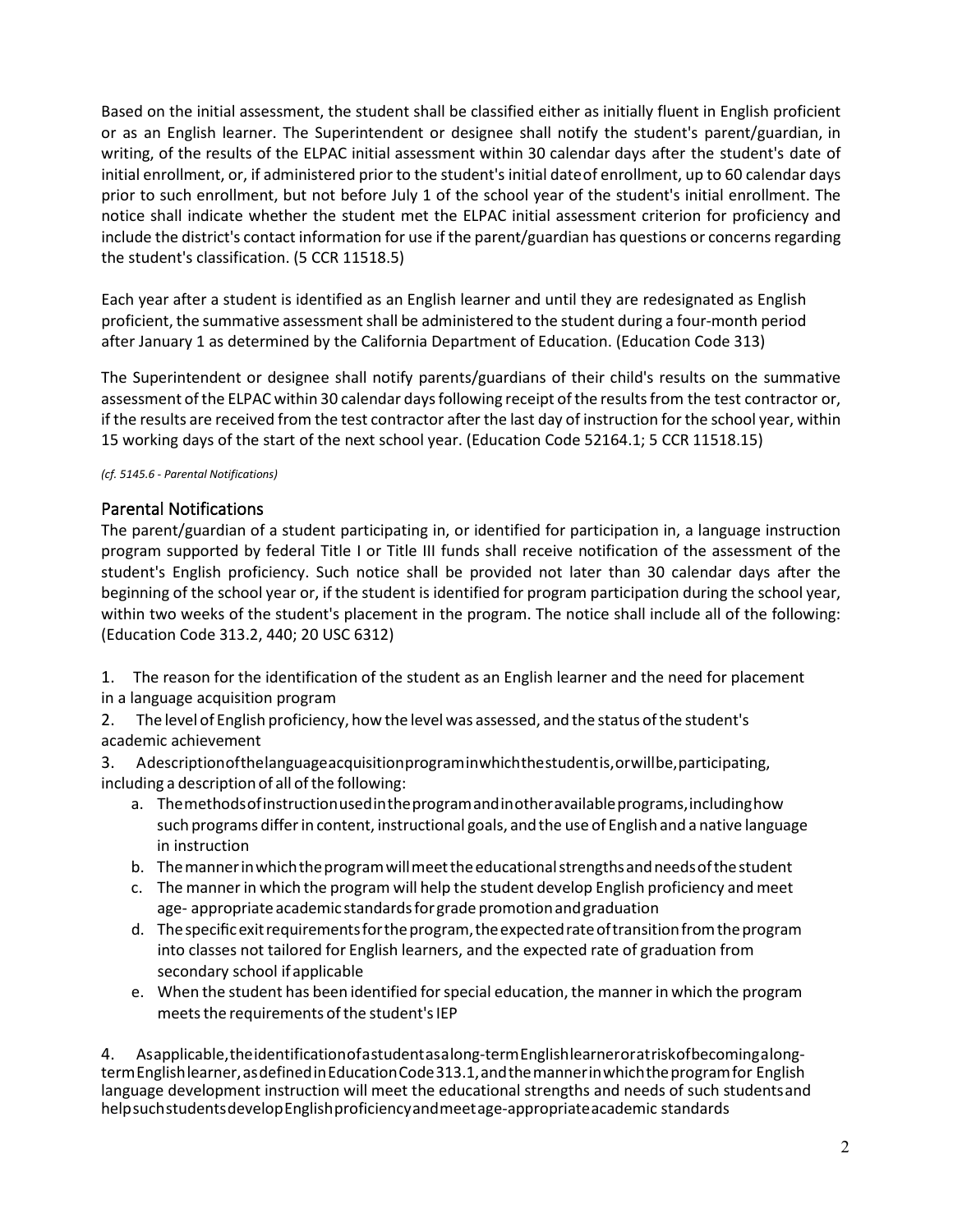Based on the initial assessment, the student shall be classified either as initially fluent in English proficient or as an English learner. The Superintendent or designee shall notify the student's parent/guardian, in writing, of the results of the ELPAC initial assessment within 30 calendar days after the student's date of initial enrollment, or, if administered prior to the student's initial date of enrollment, up to 60 calendar days prior to such enrollment, but not before July 1 of the school year of the student's initial enrollment. The notice shall indicate whether the student met the ELPAC initial assessment criterion for proficiency and include the district's contact information for use if the parent/guardian has questions or concerns regarding the student's classification. (5 CCR 11518.5)

Each year after a student is identified as an English learner and until they are redesignated as English proficient, the summative assessment shall be administered to the student during a four-month period after January 1 as determined by the California Department of Education. (Education Code 313)

The Superintendent or designee shall notify parents/guardians of their child's results on the summative assessment of the ELPAC within 30 calendar days following receipt of the results from the test contractor or, if the results are received from the test contractor after the last day of instruction for the school year, within 15 working days of the start of the next school year. (Education Code 52164.1; 5 CCR 11518.15)

*(cf. 5145.6 - Parental Notifications)*

## Parental Notifications

The parent/guardian of a student participating in, or identified for participation in, a language instruction program supported by federal Title I or Title III funds shall receive notification of the assessment of the student's English proficiency. Such notice shall be provided not later than 30 calendar days after the beginning of the school year or, if the student is identified for program participation during the school year, within two weeks of the student's placement in the program. The notice shall include all of the following: (Education Code 313.2, 440; 20 USC 6312)

1. The reason for the identification of the student as an English learner and the need for placement in a language acquisition program
2. The level of English proficiency, how the level was assessed, and the status of the student's academic achievement
3. A description of the language acquisition program in which the student is, or will be, participating, including a description of all of the following:
   a. The methods of instruction used in the program and in other available programs, including how such programs differ in content, instructional goals, and the use of English and a native language in instruction
   b. The manner in which the program will meet the educational strengths and needs of the student
   c. The manner in which the program will help the student develop English proficiency and meet age- appropriate academic standards for grade promotion and graduation
   d. The specific exit requirements for the program, the expected rate of transition from the program into classes not tailored for English learners, and the expected rate of graduation from secondary school if applicable
   e. When the student has been identified for special education, the manner in which the program meets the requirements of the student's IEP
4. As applicable, the identification of a student as a long-term English learner or at risk of becoming a long-term English learner, as defined in Education Code 313.1, and the manner in which the program for English language development instruction will meet the educational strengths and needs of such students and help such students develop English proficiency and meet age-appropriate academic standards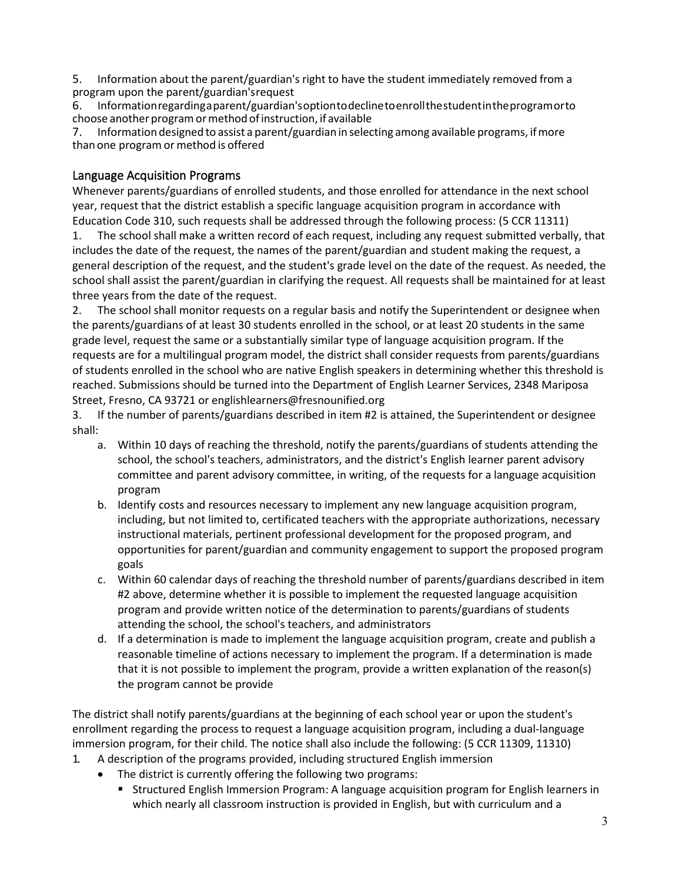5. Information about the parent/guardian's right to have the student immediately removed from a program upon the parent/guardian's request
6. Information regarding a parent/guardian's option to decline to enroll the student in the program or to choose another program or method of instruction, if available
7. Information designed to assist a parent/guardian in selecting among available programs, if more than one program or method is offered

## Language Acquisition Programs

Whenever parents/guardians of enrolled students, and those enrolled for attendance in the next school year, request that the district establish a specific language acquisition program in accordance with Education Code 310, such requests shall be addressed through the following process: (5 CCR 11311)

1. The school shall make a written record of each request, including any request submitted verbally, that includes the date of the request, the names of the parent/guardian and student making the request, a general description of the request, and the student's grade level on the date of the request. As needed, the school shall assist the parent/guardian in clarifying the request. All requests shall be maintained for at least three years from the date of the request.
2. The school shall monitor requests on a regular basis and notify the Superintendent or designee when the parents/guardians of at least 30 students enrolled in the school, or at least 20 students in the same grade level, request the same or a substantially similar type of language acquisition program. If the requests are for a multilingual program model, the district shall consider requests from parents/guardians of students enrolled in the school who are native English speakers in determining whether this threshold is reached. Submissions should be turned into the Department of English Learner Services, 2348 Mariposa Street, Fresno, CA 93721 or englishlearners@fresnounified.org
3. If the number of parents/guardians described in item #2 is attained, the Superintendent or designee shall:
   a. Within 10 days of reaching the threshold, notify the parents/guardians of students attending the school, the school's teachers, administrators, and the district's English learner parent advisory committee and parent advisory committee, in writing, of the requests for a language acquisition program
   b. Identify costs and resources necessary to implement any new language acquisition program, including, but not limited to, certificated teachers with the appropriate authorizations, necessary instructional materials, pertinent professional development for the proposed program, and opportunities for parent/guardian and community engagement to support the proposed program goals
   c. Within 60 calendar days of reaching the threshold number of parents/guardians described in item #2 above, determine whether it is possible to implement the requested language acquisition program and provide written notice of the determination to parents/guardians of students attending the school, the school's teachers, and administrators
   d. If a determination is made to implement the language acquisition program, create and publish a reasonable timeline of actions necessary to implement the program. If a determination is made that it is not possible to implement the program, provide a written explanation of the reason(s) the program cannot be provide

The district shall notify parents/guardians at the beginning of each school year or upon the student's enrollment regarding the process to request a language acquisition program, including a dual-language immersion program, for their child. The notice shall also include the following: (5 CCR 11309, 11310)

1. A description of the programs provided, including structured English immersion
   - The district is currently offering the following two programs:
     - Structured English Immersion Program: A language acquisition program for English learners in which nearly all classroom instruction is provided in English, but with curriculum and a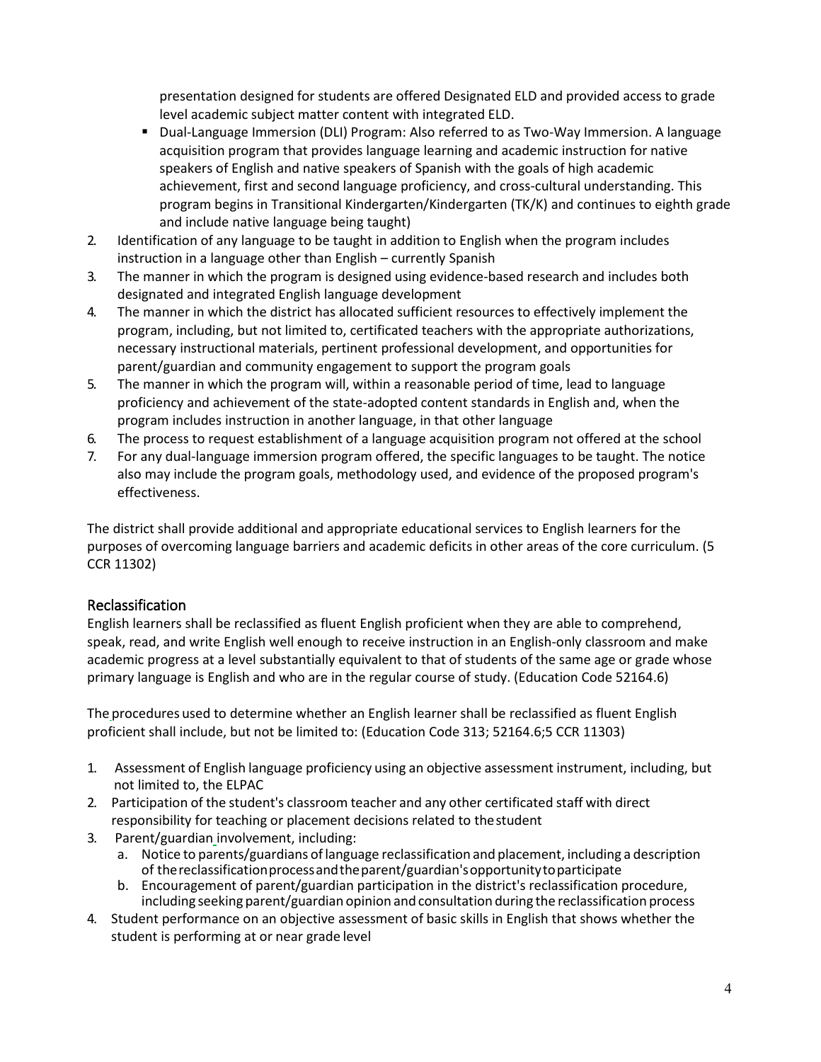presentation designed for students are offered Designated ELD and provided access to grade level academic subject matter content with integrated ELD.

  - Dual-Language Immersion (DLI) Program: Also referred to as Two-Way Immersion. A language acquisition program that provides language learning and academic instruction for native speakers of English and native speakers of Spanish with the goals of high academic achievement, first and second language proficiency, and cross-cultural understanding. This program begins in Transitional Kindergarten/Kindergarten (TK/K) and continues to eighth grade and include native language being taught)

2. Identification of any language to be taught in addition to English when the program includes instruction in a language other than English – currently Spanish
3. The manner in which the program is designed using evidence-based research and includes both designated and integrated English language development
4. The manner in which the district has allocated sufficient resources to effectively implement the program, including, but not limited to, certificated teachers with the appropriate authorizations, necessary instructional materials, pertinent professional development, and opportunities for parent/guardian and community engagement to support the program goals
5. The manner in which the program will, within a reasonable period of time, lead to language proficiency and achievement of the state-adopted content standards in English and, when the program includes instruction in another language, in that other language
6. The process to request establishment of a language acquisition program not offered at the school
7. For any dual-language immersion program offered, the specific languages to be taught. The notice also may include the program goals, methodology used, and evidence of the proposed program's effectiveness.

The district shall provide additional and appropriate educational services to English learners for the purposes of overcoming language barriers and academic deficits in other areas of the core curriculum. (5 CCR 11302)

## Reclassification

English learners shall be reclassified as fluent English proficient when they are able to comprehend, speak, read, and write English well enough to receive instruction in an English-only classroom and make academic progress at a level substantially equivalent to that of students of the same age or grade whose primary language is English and who are in the regular course of study. (Education Code 52164.6)

The procedures used to determine whether an English learner shall be reclassified as fluent English proficient shall include, but not be limited to: (Education Code 313; 52164.6;5 CCR 11303)

1. Assessment of English language proficiency using an objective assessment instrument, including, but not limited to, the ELPAC
2. Participation of the student's classroom teacher and any other certificated staff with direct responsibility for teaching or placement decisions related to the student
3. Parent/guardian involvement, including:
   a. Notice to parents/guardians of language reclassification and placement, including a description of the reclassification process and the parent/guardian's opportunity to participate
   b. Encouragement of parent/guardian participation in the district's reclassification procedure, including seeking parent/guardian opinion and consultation during the reclassification process
4. Student performance on an objective assessment of basic skills in English that shows whether the student is performing at or near grade level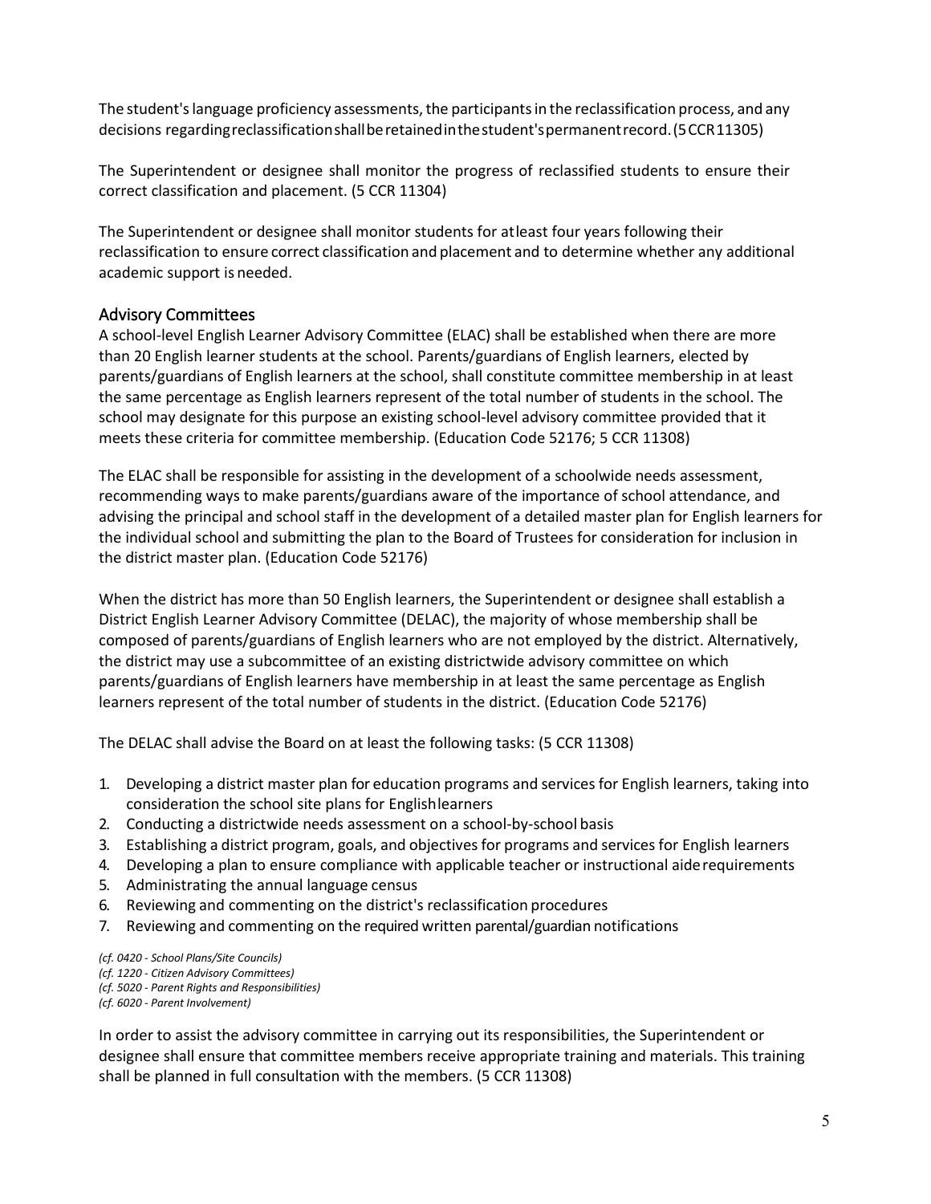The student's language proficiency assessments, the participants in the reclassification process, and any decisions regarding reclassification shall be retained in the student's permanent record. (5 CCR 11305)

The Superintendent or designee shall monitor the progress of reclassified students to ensure their correct classification and placement. (5 CCR 11304)

The Superintendent or designee shall monitor students for at least four years following their reclassification to ensure correct classification and placement and to determine whether any additional academic support is needed.

## Advisory Committees

A school-level English Learner Advisory Committee (ELAC) shall be established when there are more than 20 English learner students at the school. Parents/guardians of English learners, elected by parents/guardians of English learners at the school, shall constitute committee membership in at least the same percentage as English learners represent of the total number of students in the school. The school may designate for this purpose an existing school-level advisory committee provided that it meets these criteria for committee membership. (Education Code 52176; 5 CCR 11308)

The ELAC shall be responsible for assisting in the development of a schoolwide needs assessment, recommending ways to make parents/guardians aware of the importance of school attendance, and advising the principal and school staff in the development of a detailed master plan for English learners for the individual school and submitting the plan to the Board of Trustees for consideration for inclusion in the district master plan. (Education Code 52176)

When the district has more than 50 English learners, the Superintendent or designee shall establish a District English Learner Advisory Committee (DELAC), the majority of whose membership shall be composed of parents/guardians of English learners who are not employed by the district. Alternatively, the district may use a subcommittee of an existing districtwide advisory committee on which parents/guardians of English learners have membership in at least the same percentage as English learners represent of the total number of students in the district. (Education Code 52176)

The DELAC shall advise the Board on at least the following tasks: (5 CCR 11308)

1. Developing a district master plan for education programs and services for English learners, taking into consideration the school site plans for English learners
2. Conducting a districtwide needs assessment on a school-by-school basis
3. Establishing a district program, goals, and objectives for programs and services for English learners
4. Developing a plan to ensure compliance with applicable teacher or instructional aide requirements
5. Administrating the annual language census
6. Reviewing and commenting on the district's reclassification procedures
7. Reviewing and commenting on the required written parental/guardian notifications

*(cf. 0420 - School Plans/Site Councils)*
*(cf. 1220 - Citizen Advisory Committees)*
*(cf. 5020 - Parent Rights and Responsibilities)*
*(cf. 6020 - Parent Involvement)*

In order to assist the advisory committee in carrying out its responsibilities, the Superintendent or designee shall ensure that committee members receive appropriate training and materials. This training shall be planned in full consultation with the members. (5 CCR 11308)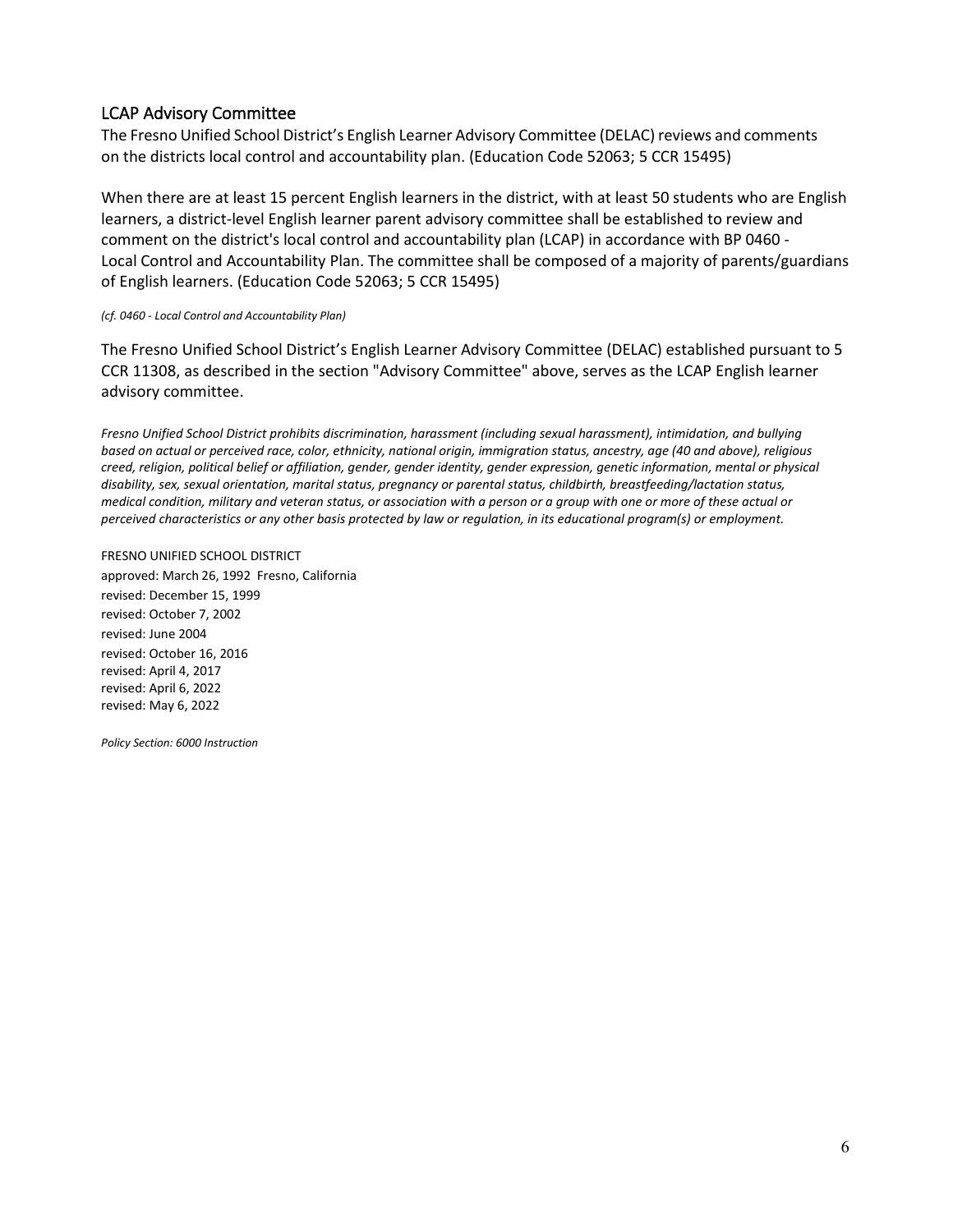## LCAP Advisory Committee

The Fresno Unified School District's English Learner Advisory Committee (DELAC) reviews and comments on the districts local control and accountability plan. (Education Code 52063; 5 CCR 15495)

When there are at least 15 percent English learners in the district, with at least 50 students who are English learners, a district-level English learner parent advisory committee shall be established to review and comment on the district's local control and accountability plan (LCAP) in accordance with BP 0460 - Local Control and Accountability Plan. The committee shall be composed of a majority of parents/guardians of English learners. (Education Code 52063; 5 CCR 15495)

*(cf. 0460 - Local Control and Accountability Plan)*

The Fresno Unified School District's English Learner Advisory Committee (DELAC) established pursuant to 5 CCR 11308, as described in the section "Advisory Committee" above, serves as the LCAP English learner advisory committee.

*Fresno Unified School District prohibits discrimination, harassment (including sexual harassment), intimidation, and bullying based on actual or perceived race, color, ethnicity, national origin, immigration status, ancestry, age (40 and above), religious creed, religion, political belief or affiliation, gender, gender identity, gender expression, genetic information, mental or physical disability, sex, sexual orientation, marital status, pregnancy or parental status, childbirth, breastfeeding/lactation status, medical condition, military and veteran status, or association with a person or a group with one or more of these actual or perceived characteristics or any other basis protected by law or regulation, in its educational program(s) or employment.*

FRESNO UNIFIED SCHOOL DISTRICT
approved: March 26, 1992 Fresno, California
revised: December 15, 1999
revised: October 7, 2002
revised: June 2004
revised: October 16, 2016
revised: April 4, 2017
revised: April 6, 2022
revised: May 6, 2022

*Policy Section: 6000 Instruction*